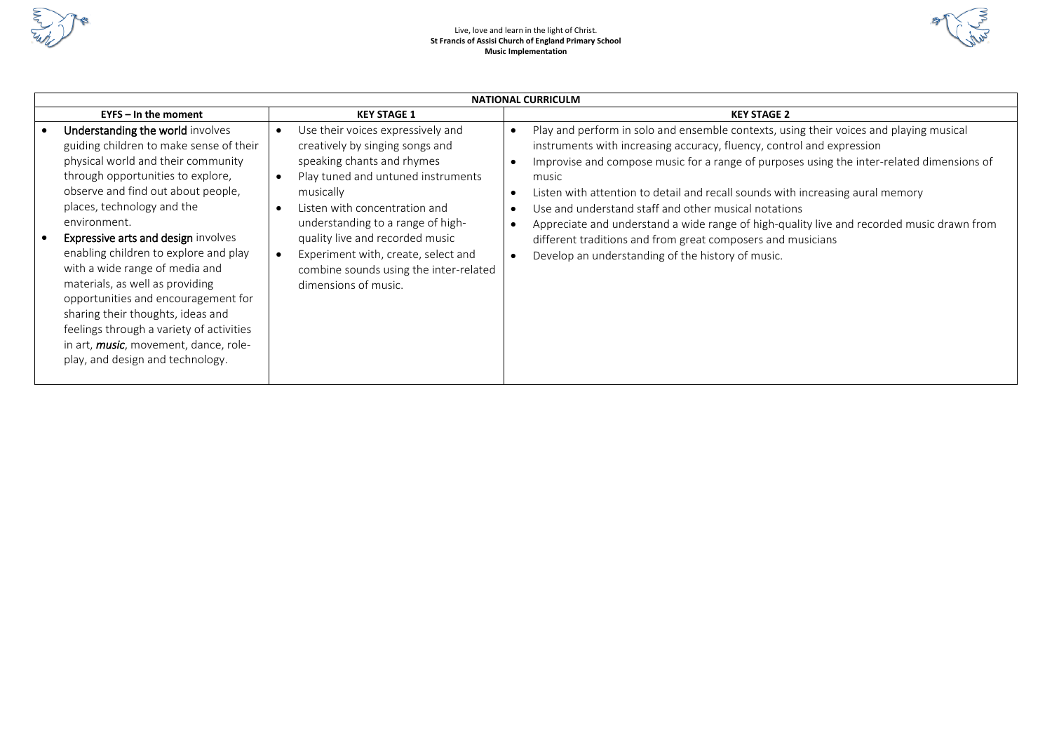Live, love and learn in the light of Christ.

**St Francis of Assisi Church of England Primary School**

**Music Implementation**

| **NATIONAL CURRICULM** | | |
|---|---|---|
| **EYFS – In the moment** | **KEY STAGE 1** | **KEY STAGE 2** |
| • Understanding the world involves guiding children to make sense of their physical world and their community through opportunities to explore, observe and find out about people, places, technology and the environment.<br>• Expressive arts and design involves enabling children to explore and play with a wide range of media and materials, as well as providing opportunities and encouragement for sharing their thoughts, ideas and feelings through a variety of activities in art, ***music***, movement, dance, role-play, and design and technology. | • Use their voices expressively and creatively by singing songs and speaking chants and rhymes<br>• Play tuned and untuned instruments musically<br>• Listen with concentration and understanding to a range of high-quality live and recorded music<br>• Experiment with, create, select and combine sounds using the inter-related dimensions of music. | • Play and perform in solo and ensemble contexts, using their voices and playing musical instruments with increasing accuracy, fluency, control and expression<br>• Improvise and compose music for a range of purposes using the inter-related dimensions of music<br>• Listen with attention to detail and recall sounds with increasing aural memory<br>• Use and understand staff and other musical notations<br>• Appreciate and understand a wide range of high-quality live and recorded music drawn from different traditions and from great composers and musicians<br>• Develop an understanding of the history of music. |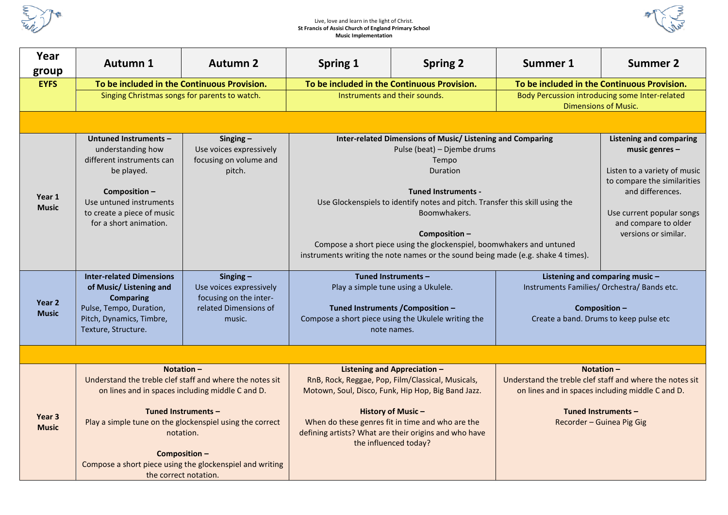Live, love and learn in the light of Christ.
**St Francis of Assisi Church of England Primary School**
**Music Implementation**

| Year group | Autumn 1 | Autumn 2 | Spring 1 | Spring 2 | Summer 1 | Summer 2 |
|---|---|---|---|---|---|---|
| **EYFS** | **To be included in the Continuous Provision.** Singing Christmas songs for parents to watch. | | **To be included in the Continuous Provision.** Instruments and their sounds. | | **To be included in the Continuous Provision.** Body Percussion introducing some Inter-related Dimensions of Music. | |
| | | | | | | |
| **Year 1 Music** | **Untuned Instruments –** understanding how different instruments can be played. **Composition –** Use untuned instruments to create a piece of music for a short animation. | **Singing –** Use voices expressively focusing on volume and pitch. | **Inter-related Dimensions of Music/ Listening and Comparing** Pulse (beat) – Djembe drums Tempo Duration **Tuned Instruments -** Use Glockenspiels to identify notes and pitch. Transfer this skill using the Boomwhakers. **Composition –** Compose a short piece using the glockenspiel, boomwhakers and untuned instruments writing the note names or the sound being made (e.g. shake 4 times). | | | **Listening and comparing music genres –** Listen to a variety of music to compare the similarities and differences. Use current popular songs and compare to older versions or similar. |
| **Year 2 Music** | **Inter-related Dimensions of Music/ Listening and Comparing** Pulse, Tempo, Duration, Pitch, Dynamics, Timbre, Texture, Structure. | **Singing –** Use voices expressively focusing on the inter-related Dimensions of music. | **Tuned Instruments –** Play a simple tune using a Ukulele. **Tuned Instruments /Composition –** Compose a short piece using the Ukulele writing the note names. | | **Listening and comparing music –** Instruments Families/ Orchestra/ Bands etc. **Composition –** Create a band. Drums to keep pulse etc | |
| | | | | | | |
| **Year 3 Music** | **Notation –** Understand the treble clef staff and where the notes sit on lines and in spaces including middle C and D. **Tuned Instruments –** Play a simple tune on the glockenspiel using the correct notation. **Composition –** Compose a short piece using the glockenspiel and writing the correct notation. | | **Listening and Appreciation –** RnB, Rock, Reggae, Pop, Film/Classical, Musicals, Motown, Soul, Disco, Funk, Hip Hop, Big Band Jazz. **History of Music –** When do these genres fit in time and who are the defining artists? What are their origins and who have the influenced today? | | **Notation –** Understand the treble clef staff and where the notes sit on lines and in spaces including middle C and D. **Tuned Instruments –** Recorder – Guinea Pig Gig | |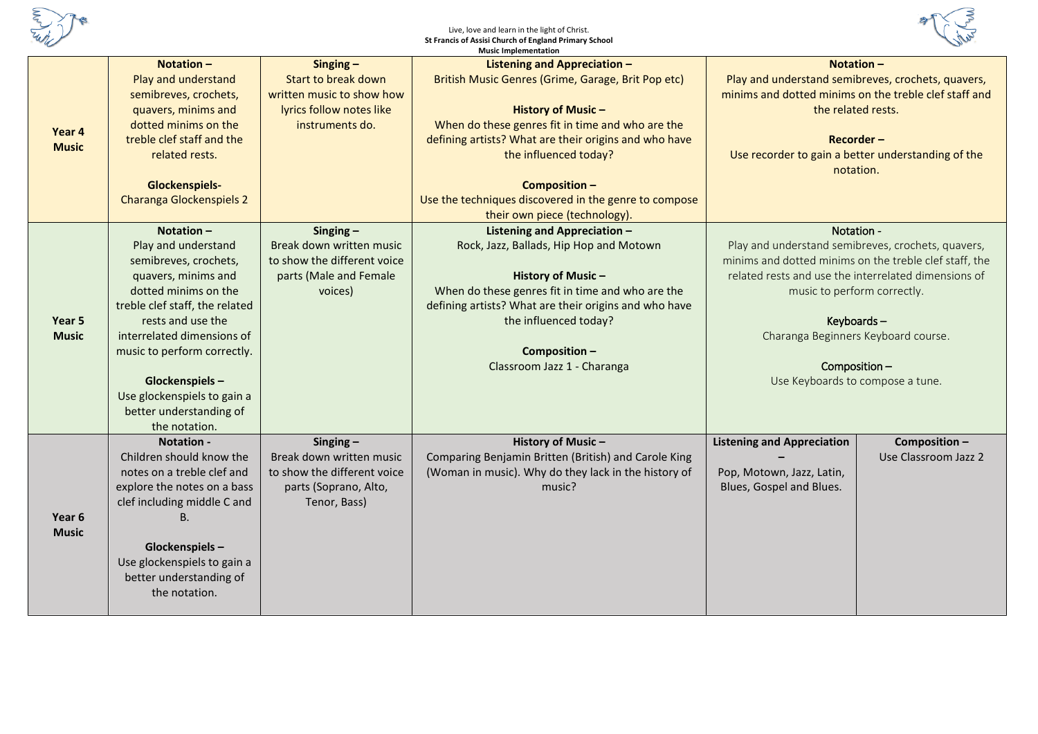Live, love and learn in the light of Christ.
**St Francis of Assisi Church of England Primary School**
**Music Implementation**

| | | | | | |
|---|---|---|---|---|---|
| **Year 4 Music** | **Notation –** Play and understand semibreves, crochets, quavers, minims and dotted minims on the treble clef staff and the related rests.<br><br>**Glockenspiels-** Charanga Glockenspiels 2 | **Singing –** Start to break down written music to show how lyrics follow notes like instruments do. | **Listening and Appreciation –** British Music Genres (Grime, Garage, Brit Pop etc)<br><br>**History of Music –** When do these genres fit in time and who are the defining artists? What are their origins and who have the influenced today?<br><br>**Composition –** Use the techniques discovered in the genre to compose their own piece (technology). | **Notation –** Play and understand semibreves, crochets, quavers, minims and dotted minims on the treble clef staff and the related rests.<br><br>**Recorder –** Use recorder to gain a better understanding of the notation. | |
| **Year 5 Music** | **Notation –** Play and understand semibreves, crochets, quavers, minims and dotted minims on the treble clef staff, the related rests and use the interrelated dimensions of music to perform correctly.<br><br>**Glockenspiels –** Use glockenspiels to gain a better understanding of the notation. | **Singing –** Break down written music to show the different voice parts (Male and Female voices) | **Listening and Appreciation –** Rock, Jazz, Ballads, Hip Hop and Motown<br><br>**History of Music –** When do these genres fit in time and who are the defining artists? What are their origins and who have the influenced today?<br><br>**Composition –** Classroom Jazz 1 - Charanga | Notation - Play and understand semibreves, crochets, quavers, minims and dotted minims on the treble clef staff, the related rests and use the interrelated dimensions of music to perform correctly.<br><br>Keyboards – Charanga Beginners Keyboard course.<br><br>Composition – Use Keyboards to compose a tune. | |
| **Year 6 Music** | **Notation -** Children should know the notes on a treble clef and explore the notes on a bass clef including middle C and B.<br><br>**Glockenspiels –** Use glockenspiels to gain a better understanding of the notation. | **Singing –** Break down written music to show the different voice parts (Soprano, Alto, Tenor, Bass) | **History of Music –** Comparing Benjamin Britten (British) and Carole King (Woman in music). Why do they lack in the history of music? | **Listening and Appreciation –** Pop, Motown, Jazz, Latin, Blues, Gospel and Blues. | **Composition –** Use Classroom Jazz 2 |